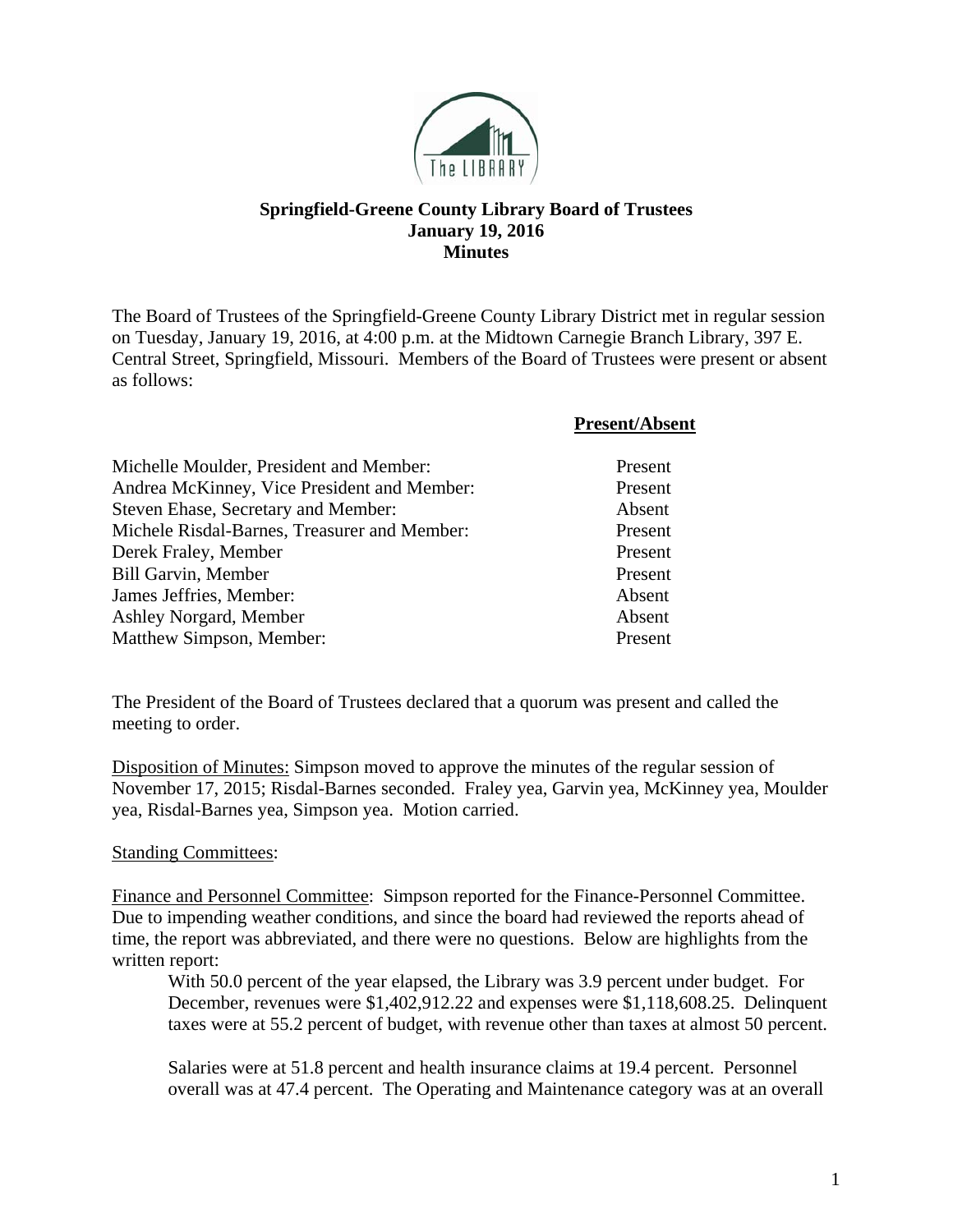**Springfield-Greene County Library Board of Trustees**
**January 19, 2016**
**Minutes**

The Board of Trustees of the Springfield-Greene County Library District met in regular session on Tuesday, January 19, 2016, at 4:00 p.m. at the Midtown Carnegie Branch Library, 397 E. Central Street, Springfield, Missouri. Members of the Board of Trustees were present or absent as follows:

| | **Present/Absent** |
|---|---|
| Michelle Moulder, President and Member: | Present |
| Andrea McKinney, Vice President and Member: | Present |
| Steven Ehase, Secretary and Member: | Absent |
| Michele Risdal-Barnes, Treasurer and Member: | Present |
| Derek Fraley, Member | Present |
| Bill Garvin, Member | Present |
| James Jeffries, Member: | Absent |
| Ashley Norgard, Member | Absent |
| Matthew Simpson, Member: | Present |

The President of the Board of Trustees declared that a quorum was present and called the meeting to order.

Disposition of Minutes: Simpson moved to approve the minutes of the regular session of November 17, 2015; Risdal-Barnes seconded. Fraley yea, Garvin yea, McKinney yea, Moulder yea, Risdal-Barnes yea, Simpson yea. Motion carried.

Standing Committees:

Finance and Personnel Committee: Simpson reported for the Finance-Personnel Committee. Due to impending weather conditions, and since the board had reviewed the reports ahead of time, the report was abbreviated, and there were no questions. Below are highlights from the written report:

> With 50.0 percent of the year elapsed, the Library was 3.9 percent under budget. For December, revenues were $1,402,912.22 and expenses were $1,118,608.25. Delinquent taxes were at 55.2 percent of budget, with revenue other than taxes at almost 50 percent.
>
> Salaries were at 51.8 percent and health insurance claims at 19.4 percent. Personnel overall was at 47.4 percent. The Operating and Maintenance category was at an overall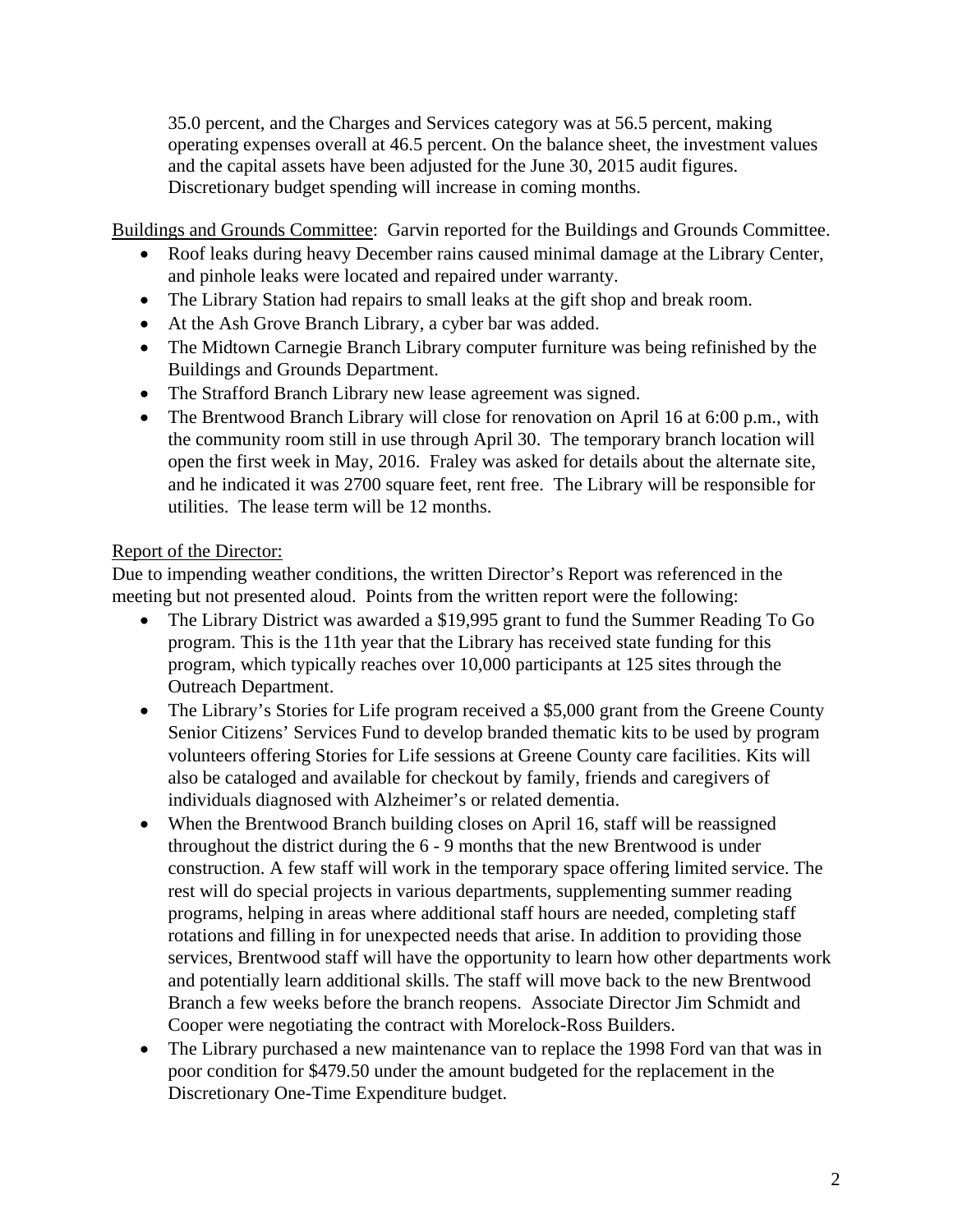35.0 percent, and the Charges and Services category was at 56.5 percent, making operating expenses overall at 46.5 percent. On the balance sheet, the investment values and the capital assets have been adjusted for the June 30, 2015 audit figures. Discretionary budget spending will increase in coming months.

Buildings and Grounds Committee: Garvin reported for the Buildings and Grounds Committee.

- Roof leaks during heavy December rains caused minimal damage at the Library Center, and pinhole leaks were located and repaired under warranty.
- The Library Station had repairs to small leaks at the gift shop and break room.
- At the Ash Grove Branch Library, a cyber bar was added.
- The Midtown Carnegie Branch Library computer furniture was being refinished by the Buildings and Grounds Department.
- The Strafford Branch Library new lease agreement was signed.
- The Brentwood Branch Library will close for renovation on April 16 at 6:00 p.m., with the community room still in use through April 30. The temporary branch location will open the first week in May, 2016. Fraley was asked for details about the alternate site, and he indicated it was 2700 square feet, rent free. The Library will be responsible for utilities. The lease term will be 12 months.

Report of the Director:

Due to impending weather conditions, the written Director's Report was referenced in the meeting but not presented aloud. Points from the written report were the following:

- The Library District was awarded a $19,995 grant to fund the Summer Reading To Go program. This is the 11th year that the Library has received state funding for this program, which typically reaches over 10,000 participants at 125 sites through the Outreach Department.
- The Library's Stories for Life program received a $5,000 grant from the Greene County Senior Citizens' Services Fund to develop branded thematic kits to be used by program volunteers offering Stories for Life sessions at Greene County care facilities. Kits will also be cataloged and available for checkout by family, friends and caregivers of individuals diagnosed with Alzheimer's or related dementia.
- When the Brentwood Branch building closes on April 16, staff will be reassigned throughout the district during the 6 - 9 months that the new Brentwood is under construction. A few staff will work in the temporary space offering limited service. The rest will do special projects in various departments, supplementing summer reading programs, helping in areas where additional staff hours are needed, completing staff rotations and filling in for unexpected needs that arise. In addition to providing those services, Brentwood staff will have the opportunity to learn how other departments work and potentially learn additional skills. The staff will move back to the new Brentwood Branch a few weeks before the branch reopens. Associate Director Jim Schmidt and Cooper were negotiating the contract with Morelock-Ross Builders.
- The Library purchased a new maintenance van to replace the 1998 Ford van that was in poor condition for $479.50 under the amount budgeted for the replacement in the Discretionary One-Time Expenditure budget.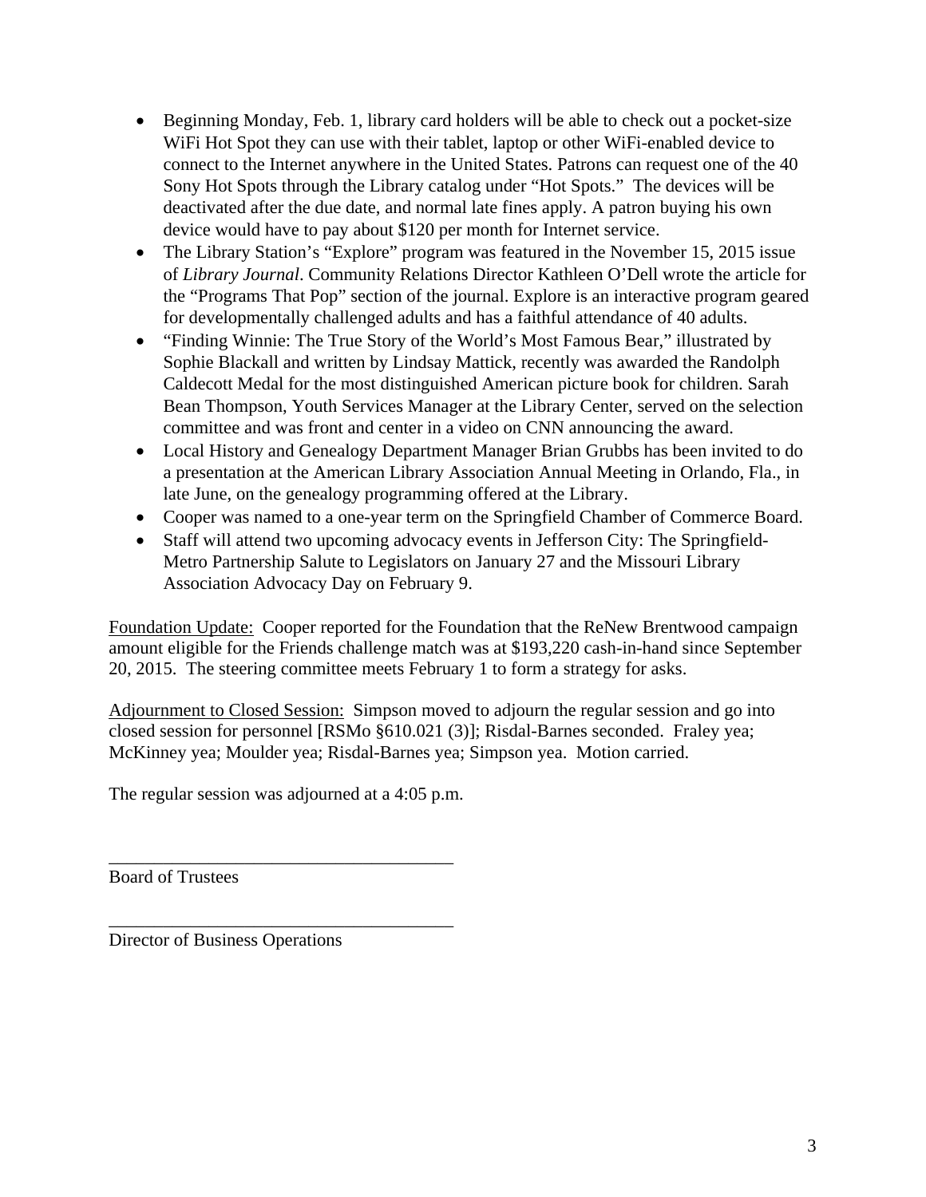- Beginning Monday, Feb. 1, library card holders will be able to check out a pocket-size WiFi Hot Spot they can use with their tablet, laptop or other WiFi-enabled device to connect to the Internet anywhere in the United States. Patrons can request one of the 40 Sony Hot Spots through the Library catalog under "Hot Spots." The devices will be deactivated after the due date, and normal late fines apply. A patron buying his own device would have to pay about $120 per month for Internet service.
- The Library Station's "Explore" program was featured in the November 15, 2015 issue of *Library Journal*. Community Relations Director Kathleen O'Dell wrote the article for the "Programs That Pop" section of the journal. Explore is an interactive program geared for developmentally challenged adults and has a faithful attendance of 40 adults.
- "Finding Winnie: The True Story of the World's Most Famous Bear," illustrated by Sophie Blackall and written by Lindsay Mattick, recently was awarded the Randolph Caldecott Medal for the most distinguished American picture book for children. Sarah Bean Thompson, Youth Services Manager at the Library Center, served on the selection committee and was front and center in a video on CNN announcing the award.
- Local History and Genealogy Department Manager Brian Grubbs has been invited to do a presentation at the American Library Association Annual Meeting in Orlando, Fla., in late June, on the genealogy programming offered at the Library.
- Cooper was named to a one-year term on the Springfield Chamber of Commerce Board.
- Staff will attend two upcoming advocacy events in Jefferson City: The Springfield-Metro Partnership Salute to Legislators on January 27 and the Missouri Library Association Advocacy Day on February 9.

<u>Foundation Update:</u> Cooper reported for the Foundation that the ReNew Brentwood campaign amount eligible for the Friends challenge match was at $193,220 cash-in-hand since September 20, 2015. The steering committee meets February 1 to form a strategy for asks.

<u>Adjournment to Closed Session:</u> Simpson moved to adjourn the regular session and go into closed session for personnel [RSMo §610.021 (3)]; Risdal-Barnes seconded. Fraley yea; McKinney yea; Moulder yea; Risdal-Barnes yea; Simpson yea. Motion carried.

The regular session was adjourned at a 4:05 p.m.

\_\_\_\_\_\_\_\_\_\_\_\_\_\_\_\_\_\_\_\_\_\_\_\_\_\_\_\_\_\_\_\_\_\_\_\_\_\_\_

Board of Trustees

\_\_\_\_\_\_\_\_\_\_\_\_\_\_\_\_\_\_\_\_\_\_\_\_\_\_\_\_\_\_\_\_\_\_\_\_\_\_\_

Director of Business Operations